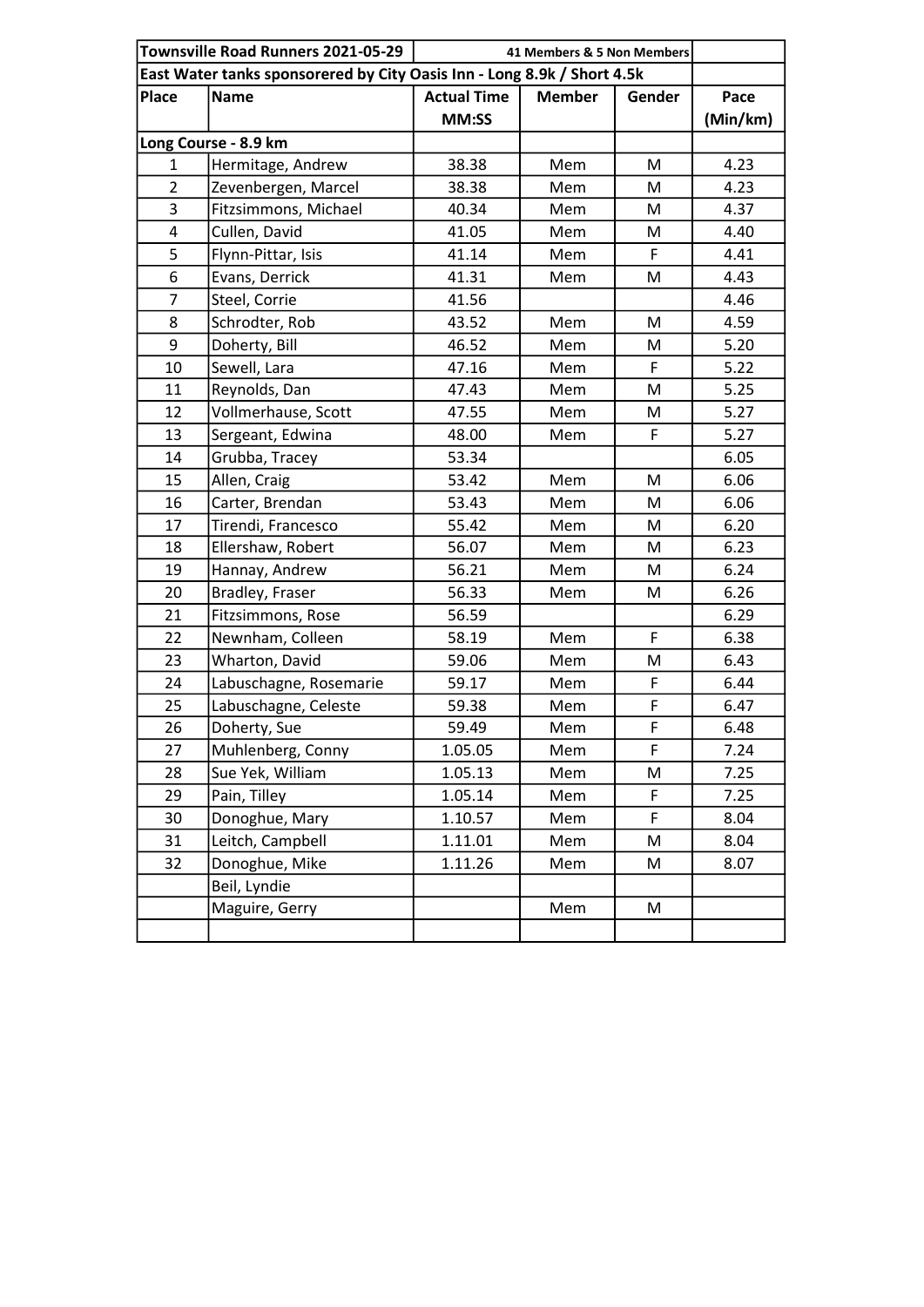| Townsville Road Runners 2021-05-29 | | 41 Members & 5 Non Members | | | |
|---|---|---|---|---|---|
| East Water tanks sponsorered by City Oasis Inn - Long 8.9k / Short 4.5k | | | | | |
| Place | Name | Actual Time MM:SS | Member | Gender | Pace (Min/km) |
| Long Course - 8.9 km | | | | | |
| 1 | Hermitage, Andrew | 38.38 | Mem | M | 4.23 |
| 2 | Zevenbergen, Marcel | 38.38 | Mem | M | 4.23 |
| 3 | Fitzsimmons, Michael | 40.34 | Mem | M | 4.37 |
| 4 | Cullen, David | 41.05 | Mem | M | 4.40 |
| 5 | Flynn-Pittar, Isis | 41.14 | Mem | F | 4.41 |
| 6 | Evans, Derrick | 41.31 | Mem | M | 4.43 |
| 7 | Steel, Corrie | 41.56 | | | 4.46 |
| 8 | Schrodter, Rob | 43.52 | Mem | M | 4.59 |
| 9 | Doherty, Bill | 46.52 | Mem | M | 5.20 |
| 10 | Sewell, Lara | 47.16 | Mem | F | 5.22 |
| 11 | Reynolds, Dan | 47.43 | Mem | M | 5.25 |
| 12 | Vollmerhause, Scott | 47.55 | Mem | M | 5.27 |
| 13 | Sergeant, Edwina | 48.00 | Mem | F | 5.27 |
| 14 | Grubba, Tracey | 53.34 | | | 6.05 |
| 15 | Allen, Craig | 53.42 | Mem | M | 6.06 |
| 16 | Carter, Brendan | 53.43 | Mem | M | 6.06 |
| 17 | Tirendi, Francesco | 55.42 | Mem | M | 6.20 |
| 18 | Ellershaw, Robert | 56.07 | Mem | M | 6.23 |
| 19 | Hannay, Andrew | 56.21 | Mem | M | 6.24 |
| 20 | Bradley, Fraser | 56.33 | Mem | M | 6.26 |
| 21 | Fitzsimmons, Rose | 56.59 | | | 6.29 |
| 22 | Newnham, Colleen | 58.19 | Mem | F | 6.38 |
| 23 | Wharton, David | 59.06 | Mem | M | 6.43 |
| 24 | Labuschagne, Rosemarie | 59.17 | Mem | F | 6.44 |
| 25 | Labuschagne, Celeste | 59.38 | Mem | F | 6.47 |
| 26 | Doherty, Sue | 59.49 | Mem | F | 6.48 |
| 27 | Muhlenberg, Conny | 1.05.05 | Mem | F | 7.24 |
| 28 | Sue Yek, William | 1.05.13 | Mem | M | 7.25 |
| 29 | Pain, Tilley | 1.05.14 | Mem | F | 7.25 |
| 30 | Donoghue, Mary | 1.10.57 | Mem | F | 8.04 |
| 31 | Leitch, Campbell | 1.11.01 | Mem | M | 8.04 |
| 32 | Donoghue, Mike | 1.11.26 | Mem | M | 8.07 |
| | Beil, Lyndie | | | | |
| | Maguire, Gerry | | Mem | M | |
| | | | | | |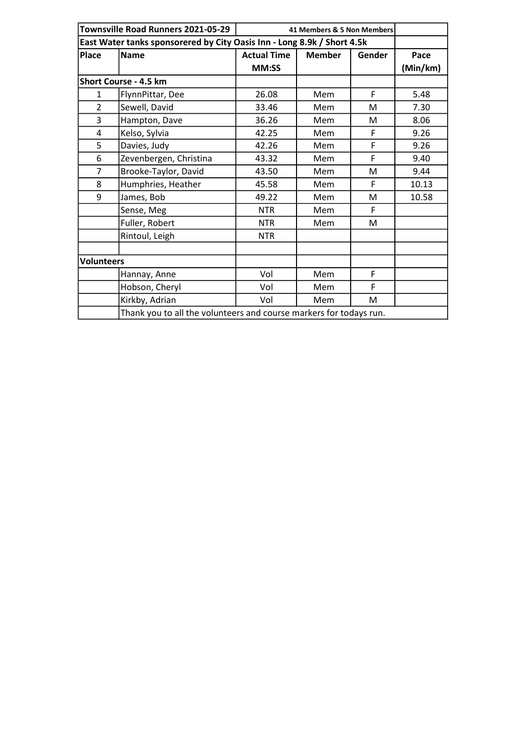| Townsville Road Runners 2021-05-29 | | 41 Members & 5 Non Members | | | |
|---|---|---|---|---|---|
| East Water tanks sponsorered by City Oasis Inn - Long 8.9k / Short 4.5k | | | | | |
| Place | Name | Actual Time MM:SS | Member | Gender | Pace (Min/km) |
| Short Course - 4.5 km | | | | | |
| 1 | FlynnPittar, Dee | 26.08 | Mem | F | 5.48 |
| 2 | Sewell, David | 33.46 | Mem | M | 7.30 |
| 3 | Hampton, Dave | 36.26 | Mem | M | 8.06 |
| 4 | Kelso, Sylvia | 42.25 | Mem | F | 9.26 |
| 5 | Davies, Judy | 42.26 | Mem | F | 9.26 |
| 6 | Zevenbergen, Christina | 43.32 | Mem | F | 9.40 |
| 7 | Brooke-Taylor, David | 43.50 | Mem | M | 9.44 |
| 8 | Humphries, Heather | 45.58 | Mem | F | 10.13 |
| 9 | James, Bob | 49.22 | Mem | M | 10.58 |
| | Sense, Meg | NTR | Mem | F | |
| | Fuller, Robert | NTR | Mem | M | |
| | Rintoul, Leigh | NTR | | | |
| | | | | | |
| Volunteers | | | | | |
| | Hannay, Anne | Vol | Mem | F | |
| | Hobson, Cheryl | Vol | Mem | F | |
| | Kirkby, Adrian | Vol | Mem | M | |
| | Thank you to all the volunteers and course markers for todays run. | | | | |